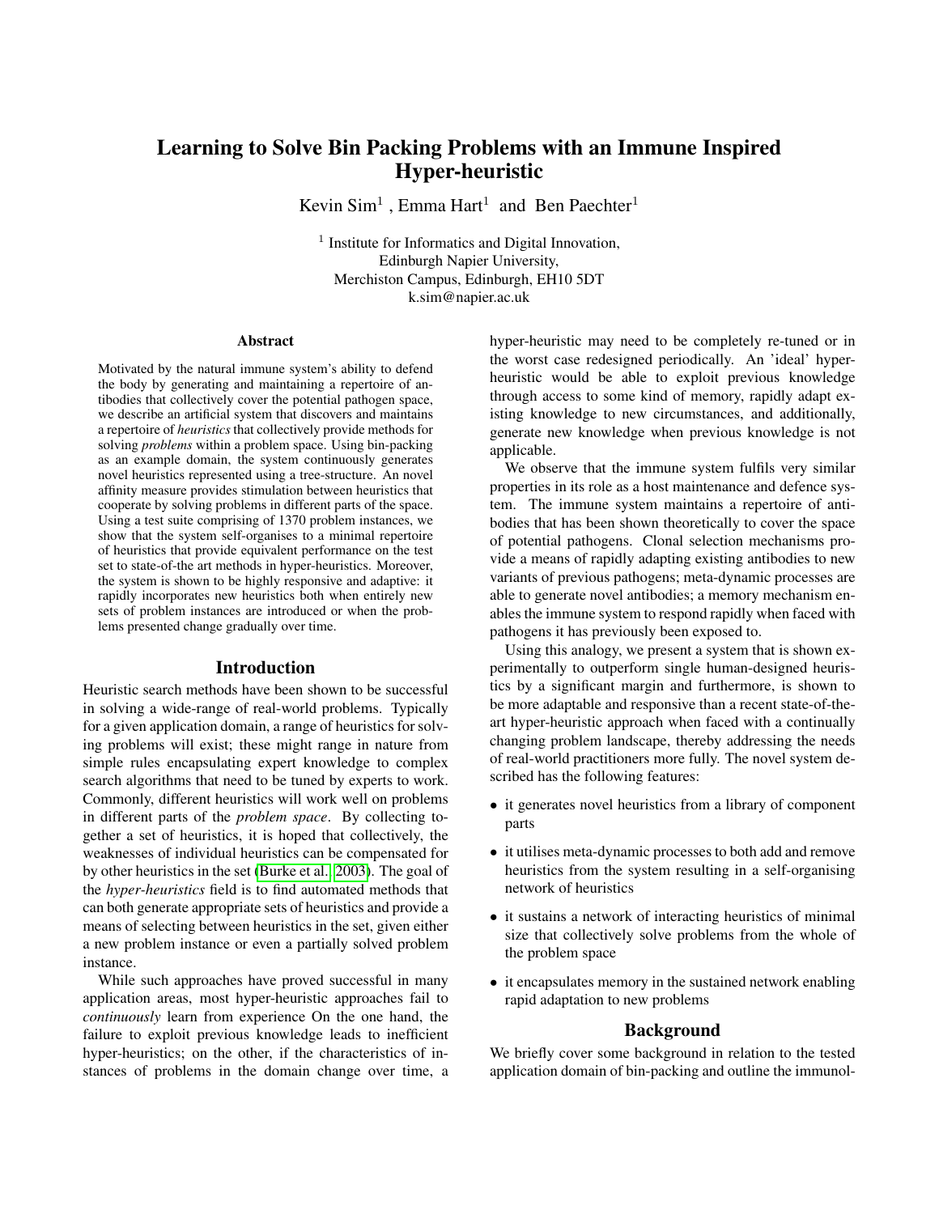# Learning to Solve Bin Packing Problems with an Immune Inspired Hyper-heuristic

Kevin Sim[1] , Emma Hart[1] and Ben Paechter[1]

[1] Institute for Informatics and Digital Innovation,
Edinburgh Napier University,
Merchiston Campus, Edinburgh, EH10 5DT
k.sim@napier.ac.uk

## Abstract

Motivated by the natural immune system's ability to defend the body by generating and maintaining a repertoire of antibodies that collectively cover the potential pathogen space, we describe an artificial system that discovers and maintains a repertoire of *heuristics* that collectively provide methods for solving *problems* within a problem space. Using bin-packing as an example domain, the system continuously generates novel heuristics represented using a tree-structure. An novel affinity measure provides stimulation between heuristics that cooperate by solving problems in different parts of the space. Using a test suite comprising of 1370 problem instances, we show that the system self-organises to a minimal repertoire of heuristics that provide equivalent performance on the test set to state-of-the art methods in hyper-heuristics. Moreover, the system is shown to be highly responsive and adaptive: it rapidly incorporates new heuristics both when entirely new sets of problem instances are introduced or when the problems presented change gradually over time.

## Introduction

Heuristic search methods have been shown to be successful in solving a wide-range of real-world problems. Typically for a given application domain, a range of heuristics for solving problems will exist; these might range in nature from simple rules encapsulating expert knowledge to complex search algorithms that need to be tuned by experts to work. Commonly, different heuristics will work well on problems in different parts of the *problem space*. By collecting together a set of heuristics, it is hoped that collectively, the weaknesses of individual heuristics can be compensated for by other heuristics in the set (Burke et al., 2003). The goal of the *hyper-heuristics* field is to find automated methods that can both generate appropriate sets of heuristics and provide a means of selecting between heuristics in the set, given either a new problem instance or even a partially solved problem instance.

While such approaches have proved successful in many application areas, most hyper-heuristic approaches fail to *continuously* learn from experience On the one hand, the failure to exploit previous knowledge leads to inefficient hyper-heuristics; on the other, if the characteristics of instances of problems in the domain change over time, a hyper-heuristic may need to be completely re-tuned or in the worst case redesigned periodically. An 'ideal' hyper-heuristic would be able to exploit previous knowledge through access to some kind of memory, rapidly adapt existing knowledge to new circumstances, and additionally, generate new knowledge when previous knowledge is not applicable.

We observe that the immune system fulfils very similar properties in its role as a host maintenance and defence system. The immune system maintains a repertoire of antibodies that has been shown theoretically to cover the space of potential pathogens. Clonal selection mechanisms provide a means of rapidly adapting existing antibodies to new variants of previous pathogens; meta-dynamic processes are able to generate novel antibodies; a memory mechanism enables the immune system to respond rapidly when faced with pathogens it has previously been exposed to.

Using this analogy, we present a system that is shown experimentally to outperform single human-designed heuristics by a significant margin and furthermore, is shown to be more adaptable and responsive than a recent state-of-the-art hyper-heuristic approach when faced with a continually changing problem landscape, thereby addressing the needs of real-world practitioners more fully. The novel system described has the following features:

- it generates novel heuristics from a library of component parts
- it utilises meta-dynamic processes to both add and remove heuristics from the system resulting in a self-organising network of heuristics
- it sustains a network of interacting heuristics of minimal size that collectively solve problems from the whole of the problem space
- it encapsulates memory in the sustained network enabling rapid adaptation to new problems

## Background

We briefly cover some background in relation to the tested application domain of bin-packing and outline the immunol-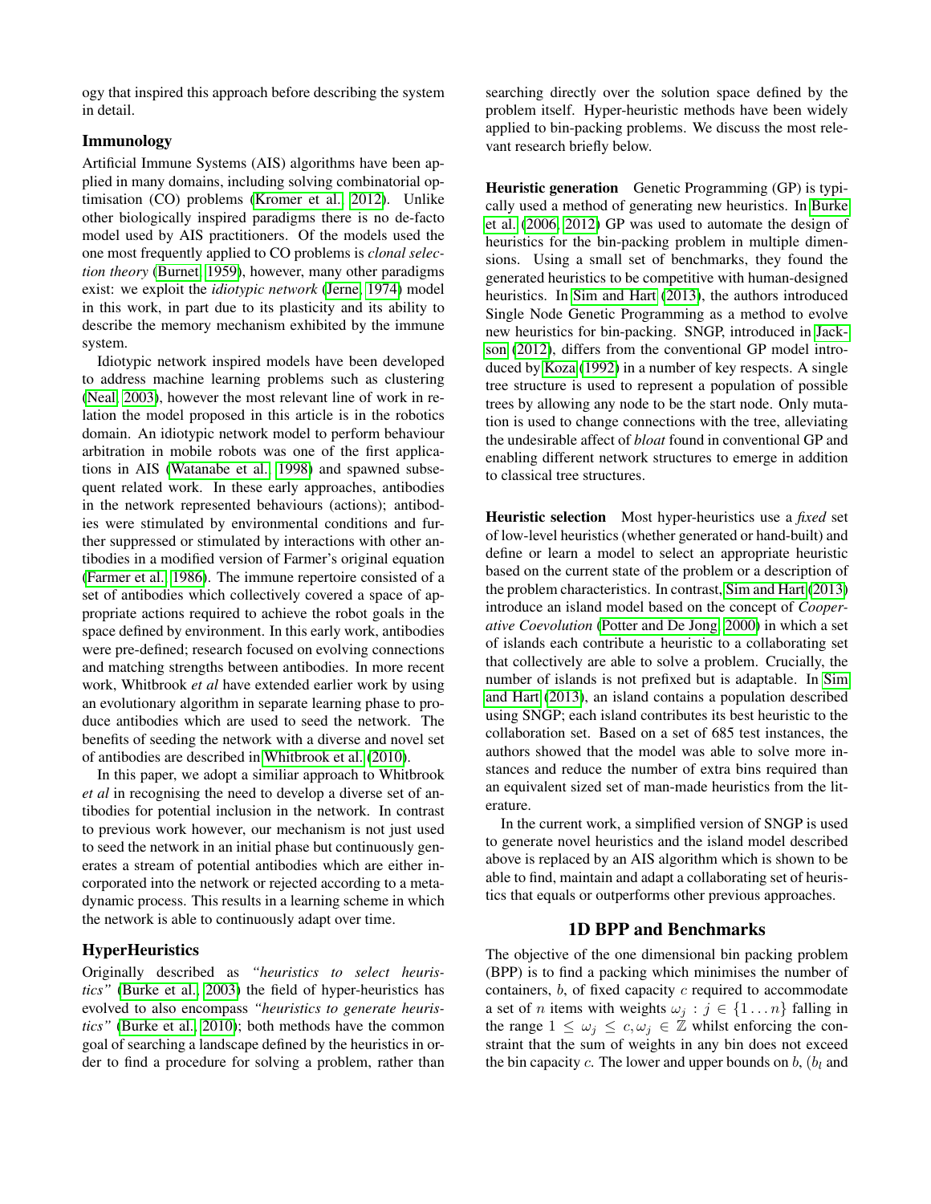ogy that inspired this approach before describing the system in detail.

### Immunology

Artificial Immune Systems (AIS) algorithms have been applied in many domains, including solving combinatorial optimisation (CO) problems (Kromer et al., 2012). Unlike other biologically inspired paradigms there is no de-facto model used by AIS practitioners. Of the models used the one most frequently applied to CO problems is *clonal selection theory* (Burnet, 1959), however, many other paradigms exist: we exploit the *idiotypic network* (Jerne, 1974) model in this work, in part due to its plasticity and its ability to describe the memory mechanism exhibited by the immune system.

Idiotypic network inspired models have been developed to address machine learning problems such as clustering (Neal, 2003), however the most relevant line of work in relation the model proposed in this article is in the robotics domain. An idiotypic network model to perform behaviour arbitration in mobile robots was one of the first applications in AIS (Watanabe et al., 1998) and spawned subsequent related work. In these early approaches, antibodies in the network represented behaviours (actions); antibodies were stimulated by environmental conditions and further suppressed or stimulated by interactions with other antibodies in a modified version of Farmer's original equation (Farmer et al., 1986). The immune repertoire consisted of a set of antibodies which collectively covered a space of appropriate actions required to achieve the robot goals in the space defined by environment. In this early work, antibodies were pre-defined; research focused on evolving connections and matching strengths between antibodies. In more recent work, Whitbrook *et al* have extended earlier work by using an evolutionary algorithm in separate learning phase to produce antibodies which are used to seed the network. The benefits of seeding the network with a diverse and novel set of antibodies are described in Whitbrook et al. (2010).

In this paper, we adopt a similiar approach to Whitbrook *et al* in recognising the need to develop a diverse set of antibodies for potential inclusion in the network. In contrast to previous work however, our mechanism is not just used to seed the network in an initial phase but continuously generates a stream of potential antibodies which are either incorporated into the network or rejected according to a meta-dynamic process. This results in a learning scheme in which the network is able to continuously adapt over time.

### HyperHeuristics

Originally described as *"heuristics to select heuristics"* (Burke et al., 2003) the field of hyper-heuristics has evolved to also encompass *"heuristics to generate heuristics"* (Burke et al., 2010); both methods have the common goal of searching a landscape defined by the heuristics in order to find a procedure for solving a problem, rather than searching directly over the solution space defined by the problem itself. Hyper-heuristic methods have been widely applied to bin-packing problems. We discuss the most relevant research briefly below.

**Heuristic generation** Genetic Programming (GP) is typically used a method of generating new heuristics. In Burke et al. (2006, 2012) GP was used to automate the design of heuristics for the bin-packing problem in multiple dimensions. Using a small set of benchmarks, they found the generated heuristics to be competitive with human-designed heuristics. In Sim and Hart (2013), the authors introduced Single Node Genetic Programming as a method to evolve new heuristics for bin-packing. SNGP, introduced in Jackson (2012), differs from the conventional GP model introduced by Koza (1992) in a number of key respects. A single tree structure is used to represent a population of possible trees by allowing any node to be the start node. Only mutation is used to change connections with the tree, alleviating the undesirable affect of *bloat* found in conventional GP and enabling different network structures to emerge in addition to classical tree structures.

**Heuristic selection** Most hyper-heuristics use a *fixed* set of low-level heuristics (whether generated or hand-built) and define or learn a model to select an appropriate heuristic based on the current state of the problem or a description of the problem characteristics. In contrast, Sim and Hart (2013) introduce an island model based on the concept of *Cooperative Coevolution* (Potter and De Jong, 2000) in which a set of islands each contribute a heuristic to a collaborating set that collectively are able to solve a problem. Crucially, the number of islands is not prefixed but is adaptable. In Sim and Hart (2013), an island contains a population described using SNGP; each island contributes its best heuristic to the collaboration set. Based on a set of 685 test instances, the authors showed that the model was able to solve more instances and reduce the number of extra bins required than an equivalent sized set of man-made heuristics from the literature.

In the current work, a simplified version of SNGP is used to generate novel heuristics and the island model described above is replaced by an AIS algorithm which is shown to be able to find, maintain and adapt a collaborating set of heuristics that equals or outperforms other previous approaches.

## 1D BPP and Benchmarks

The objective of the one dimensional bin packing problem (BPP) is to find a packing which minimises the number of containers, $b$, of fixed capacity $c$ required to accommodate a set of $n$ items with weights $\omega_j : j \in \{1 \dots n\}$ falling in the range $1 \leq \omega_j \leq c, \omega_j \in \mathbb{Z}$ whilst enforcing the constraint that the sum of weights in any bin does not exceed the bin capacity $c$. The lower and upper bounds on $b$, ($b_l$ and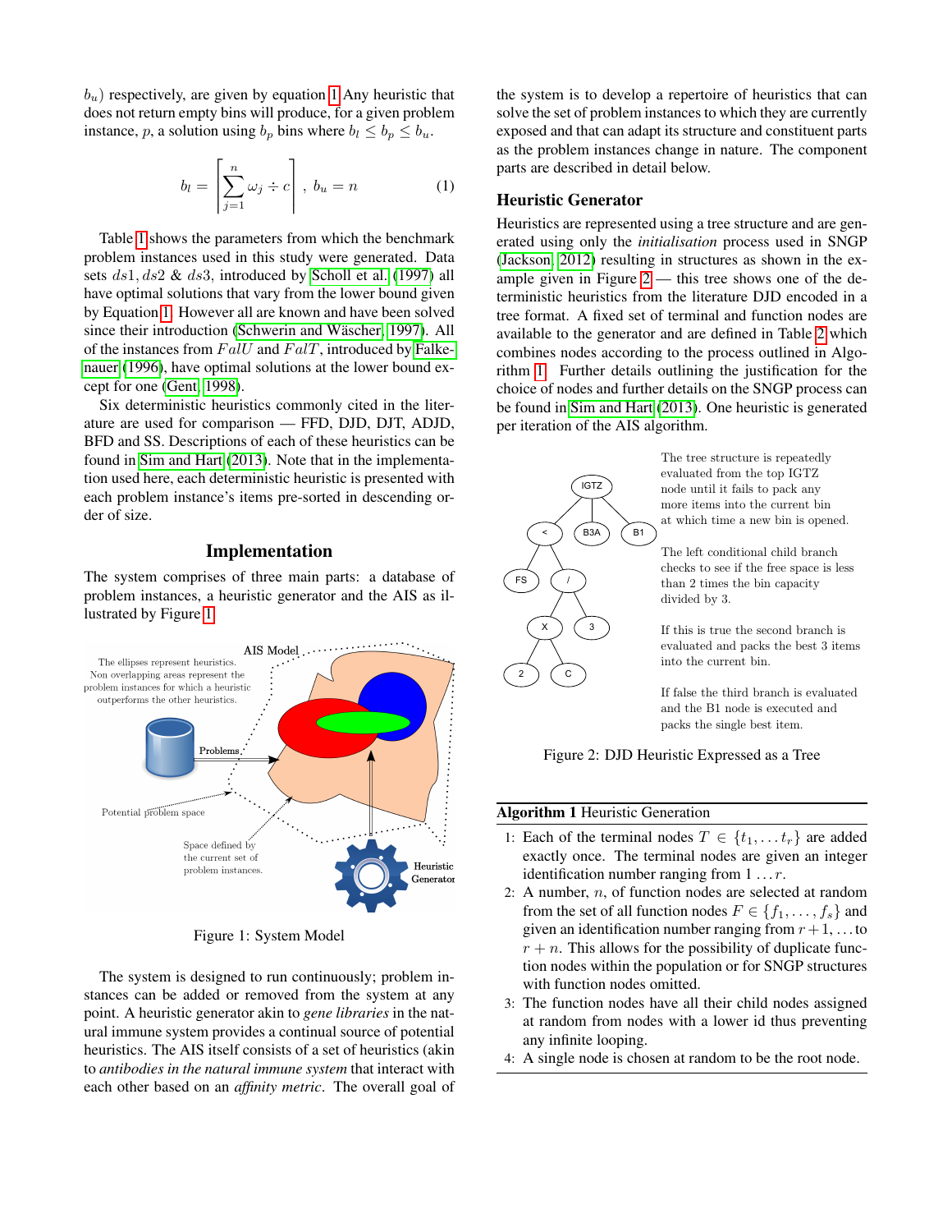$b_u$) respectively, are given by equation 1 Any heuristic that does not return empty bins will produce, for a given problem instance, $p$, a solution using $b_p$ bins where $b_l \leq b_p \leq b_u$.

$$b_l = \left\lceil \sum_{j=1}^{n} \omega_j \div c \right\rceil, \; b_u = n \tag{1}$$

Table 1 shows the parameters from which the benchmark problem instances used in this study were generated. Data sets $ds1, ds2$ & $ds3$, introduced by Scholl et al. (1997) all have optimal solutions that vary from the lower bound given by Equation 1. However all are known and have been solved since their introduction (Schwerin and Wäscher, 1997). All of the instances from $FalU$ and $FalT$, introduced by Falkenauer (1996), have optimal solutions at the lower bound except for one (Gent, 1998).

Six deterministic heuristics commonly cited in the literature are used for comparison — FFD, DJD, DJT, ADJD, BFD and SS. Descriptions of each of these heuristics can be found in Sim and Hart (2013). Note that in the implementation used here, each deterministic heuristic is presented with each problem instance's items pre-sorted in descending order of size.

## Implementation

The system comprises of three main parts: a database of problem instances, a heuristic generator and the AIS as illustrated by Figure 1

Figure 1: System Model

The system is designed to run continuously; problem instances can be added or removed from the system at any point. A heuristic generator akin to *gene libraries* in the natural immune system provides a continual source of potential heuristics. The AIS itself consists of a set of heuristics (akin to *antibodies in the natural immune system* that interact with each other based on an *affinity metric*. The overall goal of the system is to develop a repertoire of heuristics that can solve the set of problem instances to which they are currently exposed and that can adapt its structure and constituent parts as the problem instances change in nature. The component parts are described in detail below.

### Heuristic Generator

Heuristics are represented using a tree structure and are generated using only the *initialisation* process used in SNGP (Jackson, 2012) resulting in structures as shown in the example given in Figure 2 — this tree shows one of the deterministic heuristics from the literature DJD encoded in a tree format. A fixed set of terminal and function nodes are available to the generator and are defined in Table 2 which combines nodes according to the process outlined in Algorithm 1. Further details outlining the justification for the choice of nodes and further details on the SNGP process can be found in Sim and Hart (2013). One heuristic is generated per iteration of the AIS algorithm.

Figure 2: DJD Heuristic Expressed as a Tree

**Algorithm 1** Heuristic Generation

1. Each of the terminal nodes $T \in \{t_1, \ldots t_r\}$ are added exactly once. The terminal nodes are given an integer identification number ranging from $1 \ldots r$.
2. A number, $n$, of function nodes are selected at random from the set of all function nodes $F \in \{f_1, \ldots, f_s\}$ and given an identification number ranging from $r+1, \ldots$ to $r+n$. This allows for the possibility of duplicate function nodes within the population or for SNGP structures with function nodes omitted.
3. The function nodes have all their child nodes assigned at random from nodes with a lower id thus preventing any infinite looping.
4. A single node is chosen at random to be the root node.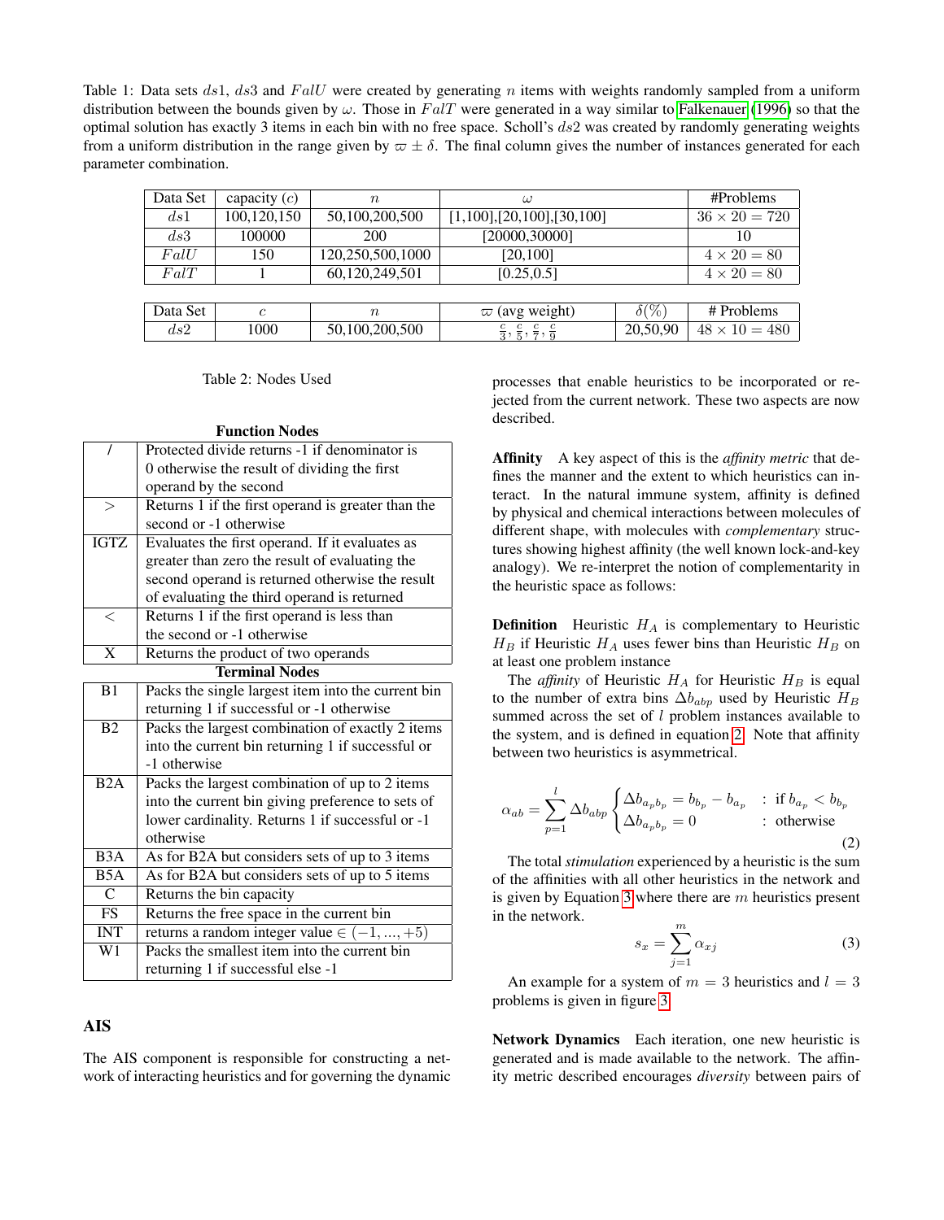Table 1: Data sets $ds1$, $ds3$ and $FalU$ were created by generating $n$ items with weights randomly sampled from a uniform distribution between the bounds given by $\omega$. Those in $FalT$ were generated in a way similar to Falkenauer (1996) so that the optimal solution has exactly 3 items in each bin with no free space. Scholl's $ds2$ was created by randomly generating weights from a uniform distribution in the range given by $\varpi \pm \delta$. The final column gives the number of instances generated for each parameter combination.

| Data Set | capacity ($c$) | $n$ | $\omega$ | #Problems |
|---|---|---|---|---|
| $ds1$ | 100,120,150 | 50,100,200,500 | [1,100],[20,100],[30,100] | $36 \times 20 = 720$ |
| $ds3$ | 100000 | 200 | [20000,30000] | 10 |
| $FalU$ | 150 | 120,250,500,1000 | [20,100] | $4 \times 20 = 80$ |
| $FalT$ | 1 | 60,120,249,501 | [0.25,0.5] | $4 \times 20 = 80$ |

| Data Set | $c$ | $n$ | $\varpi$ (avg weight) | $\delta(\%)$ | # Problems |
|---|---|---|---|---|---|
| $ds2$ | 1000 | 50,100,200,500 | $\frac{c}{3}, \frac{c}{5}, \frac{c}{7}, \frac{c}{9}$ | 20,50,90 | $48 \times 10 = 480$ |

Table 2: Nodes Used

**Function Nodes**

| Node | Description |
|---|---|
| / | Protected divide returns -1 if denominator is 0 otherwise the result of dividing the first operand by the second |
| > | Returns 1 if the first operand is greater than the second or -1 otherwise |
| IGTZ | Evaluates the first operand. If it evaluates as greater than zero the result of evaluating the second operand is returned otherwise the result of evaluating the third operand is returned |
| < | Returns 1 if the first operand is less than the second or -1 otherwise |
| X | Returns the product of two operands |

**Terminal Nodes**

| Node | Description |
|---|---|
| B1 | Packs the single largest item into the current bin returning 1 if successful or -1 otherwise |
| B2 | Packs the largest combination of exactly 2 items into the current bin returning 1 if successful or -1 otherwise |
| B2A | Packs the largest combination of up to 2 items into the current bin giving preference to sets of lower cardinality. Returns 1 if successful or -1 otherwise |
| B3A | As for B2A but considers sets of up to 3 items |
| B5A | As for B2A but considers sets of up to 5 items |
| C | Returns the bin capacity |
| FS | Returns the free space in the current bin |
| INT | returns a random integer value $\in (-1, ..., +5)$ |
| W1 | Packs the smallest item into the current bin returning 1 if successful else -1 |

## AIS

The AIS component is responsible for constructing a network of interacting heuristics and for governing the dynamic processes that enable heuristics to be incorporated or rejected from the current network. These two aspects are now described.

**Affinity** A key aspect of this is the *affinity metric* that defines the manner and the extent to which heuristics can interact. In the natural immune system, affinity is defined by physical and chemical interactions between molecules of different shape, with molecules with *complementary* structures showing highest affinity (the well known lock-and-key analogy). We re-interpret the notion of complementarity in the heuristic space as follows:

**Definition** Heuristic $H_A$ is complementary to Heuristic $H_B$ if Heuristic $H_A$ uses fewer bins than Heuristic $H_B$ on at least one problem instance

The *affinity* of Heuristic $H_A$ for Heuristic $H_B$ is equal to the number of extra bins $\Delta b_{abp}$ used by Heuristic $H_B$ summed across the set of $l$ problem instances available to the system, and is defined in equation 2. Note that affinity between two heuristics is asymmetrical.

$$\alpha_{ab} = \sum_{p=1}^{l} \Delta b_{abp} \begin{cases} \Delta b_{a_p b_p} = b_{b_p} - b_{a_p} & : \text{ if } b_{a_p} < b_{b_p} \\ \Delta b_{a_p b_p} = 0 & : \text{ otherwise} \end{cases} \tag{2}$$

The total *stimulation* experienced by a heuristic is the sum of the affinities with all other heuristics in the network and is given by Equation 3 where there are $m$ heuristics present in the network.

$$s_x = \sum_{j=1}^{m} \alpha_{xj} \tag{3}$$

An example for a system of $m = 3$ heuristics and $l = 3$ problems is given in figure 3.

**Network Dynamics** Each iteration, one new heuristic is generated and is made available to the network. The affinity metric described encourages *diversity* between pairs of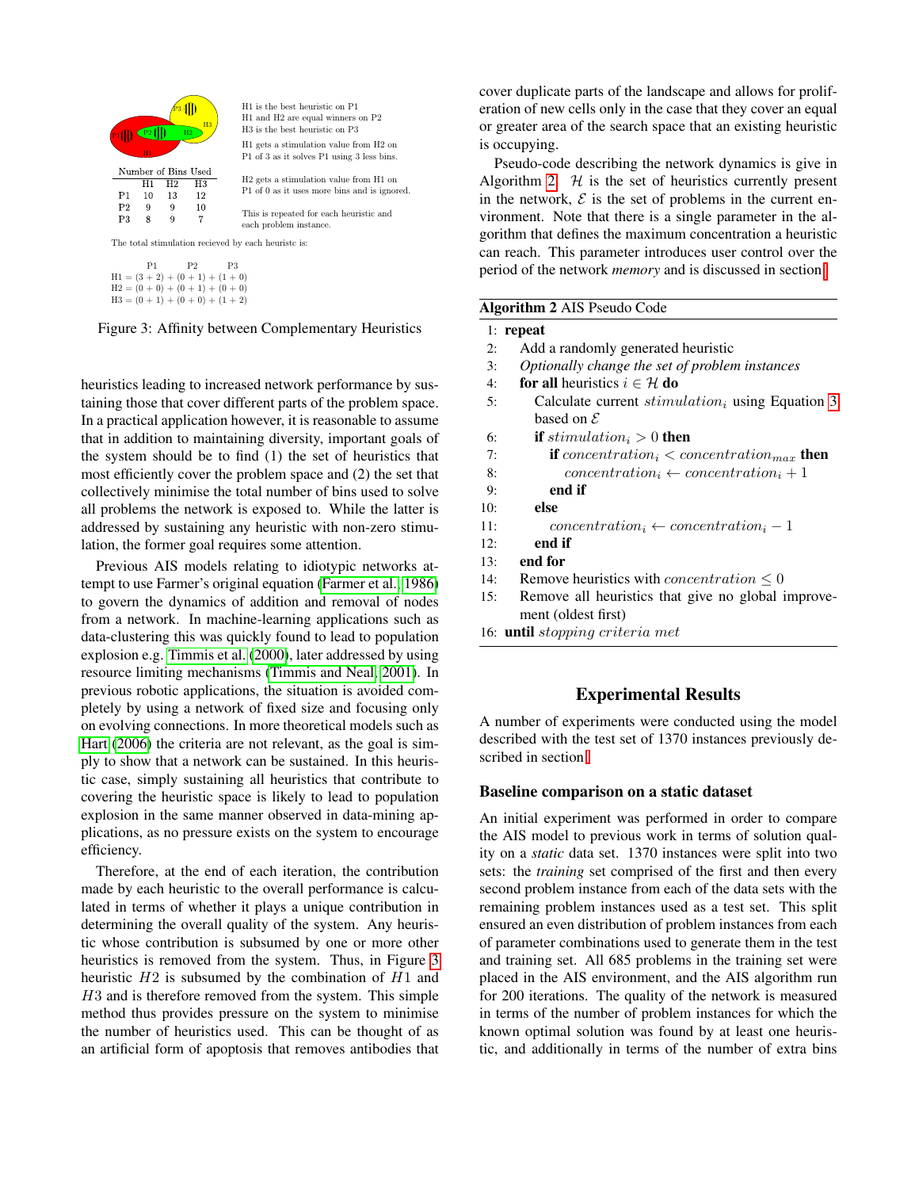H1 is the best heuristic on P1
H1 and H2 are equal winners on P2
H3 is the best heuristic on P3

H1 gets a stimulation value from H2 on P1 of 3 as it solves P1 using 3 less bins.

H2 gets a stimulation value from H1 on P1 of 0 as it uses more bins and is ignored.

This is repeated for each heuristic and each problem instance.

Number of Bins Used

| | H1 | H2 | H3 |
|---|---|---|---|
| P1 | 10 | 13 | 12 |
| P2 | 9 | 9 | 10 |
| P3 | 8 | 9 | 7 |

The total stimulation recieved by each heuristc is:

```
      P1          P2          P3
H1 = (3 + 2) + (0 + 1) + (1 + 0)
H2 = (0 + 0) + (0 + 1) + (0 + 0)
H3 = (0 + 1) + (0 + 0) + (1 + 2)
```

Figure 3: Affinity between Complementary Heuristics

heuristics leading to increased network performance by sustaining those that cover different parts of the problem space. In a practical application however, it is reasonable to assume that in addition to maintaining diversity, important goals of the system should be to find (1) the set of heuristics that most efficiently cover the problem space and (2) the set that collectively minimise the total number of bins used to solve all problems the network is exposed to. While the latter is addressed by sustaining any heuristic with non-zero stimulation, the former goal requires some attention.

Previous AIS models relating to idiotypic networks attempt to use Farmer's original equation (Farmer et al. 1986) to govern the dynamics of addition and removal of nodes from a network. In machine-learning applications such as data-clustering this was quickly found to lead to population explosion e.g. Timmis et al. (2000), later addressed by using resource limiting mechanisms (Timmis and Neal 2001). In previous robotic applications, the situation is avoided completely by using a network of fixed size and focusing only on evolving connections. In more theoretical models such as Hart (2006) the criteria are not relevant, as the goal is simply to show that a network can be sustained. In this heuristic case, simply sustaining all heuristics that contribute to covering the heuristic space is likely to lead to population explosion in the same manner observed in data-mining applications, as no pressure exists on the system to encourage efficiency.

Therefore, at the end of each iteration, the contribution made by each heuristic to the overall performance is calculated in terms of whether it plays a unique contribution in determining the overall quality of the system. Any heuristic whose contribution is subsumed by one or more other heuristics is removed from the system. Thus, in Figure 3 heuristic $H2$ is subsumed by the combination of $H1$ and $H3$ and is therefore removed from the system. This simple method thus provides pressure on the system to minimise the number of heuristics used. This can be thought of as an artificial form of apoptosis that removes antibodies that cover duplicate parts of the landscape and allows for proliferation of new cells only in the case that they cover an equal or greater area of the search space that an existing heuristic is occupying.

Pseudo-code describing the network dynamics is give in Algorithm 2. $\mathcal{H}$ is the set of heuristics currently present in the network, $\mathcal{E}$ is the set of problems in the current environment. Note that there is a single parameter in the algorithm that defines the maximum concentration a heuristic can reach. This parameter introduces user control over the period of the network *memory* and is discussed in section .

**Algorithm 2** AIS Pseudo Code

```
1:  repeat
2:     Add a randomly generated heuristic
3:     Optionally change the set of problem instances
4:     for all heuristics i ∈ H do
5:        Calculate current stimulation_i using Equation 3
          based on E
6:        if stimulation_i > 0 then
7:           if concentration_i < concentration_max then
8:              concentration_i ← concentration_i + 1
9:           end if
10:       else
11:          concentration_i ← concentration_i − 1
12:       end if
13:    end for
14:    Remove heuristics with concentration ≤ 0
15:    Remove all heuristics that give no global improvement (oldest first)
16: until stopping criteria met
```

## Experimental Results

A number of experiments were conducted using the model described with the test set of 1370 instances previously described in section .

### Baseline comparison on a static dataset

An initial experiment was performed in order to compare the AIS model to previous work in terms of solution quality on a *static* data set. 1370 instances were split into two sets: the *training* set comprised of the first and then every second problem instance from each of the data sets with the remaining problem instances used as a test set. This split ensured an even distribution of problem instances from each of parameter combinations used to generate them in the test and training set. All 685 problems in the training set were placed in the AIS environment, and the AIS algorithm run for 200 iterations. The quality of the network is measured in terms of the number of problem instances for which the known optimal solution was found by at least one heuristic, and additionally in terms of the number of extra bins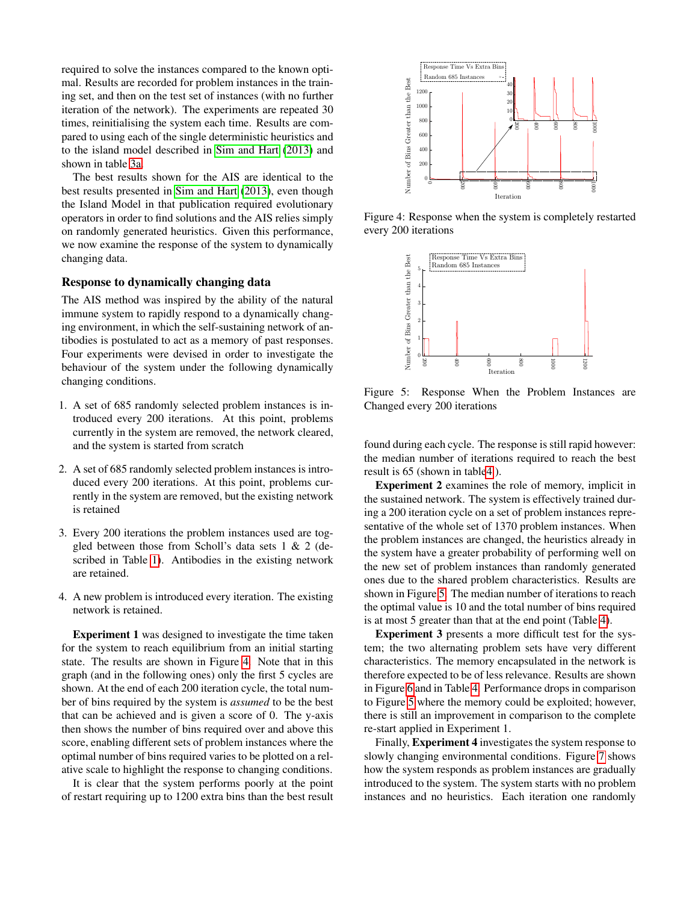required to solve the instances compared to the known optimal. Results are recorded for problem instances in the training set, and then on the test set of instances (with no further iteration of the network). The experiments are repeated 30 times, reinitialising the system each time. Results are compared to using each of the single deterministic heuristics and to the island model described in Sim and Hart (2013) and shown in table 3a.

The best results shown for the AIS are identical to the best results presented in Sim and Hart (2013), even though the Island Model in that publication required evolutionary operators in order to find solutions and the AIS relies simply on randomly generated heuristics. Given this performance, we now examine the response of the system to dynamically changing data.

### Response to dynamically changing data

The AIS method was inspired by the ability of the natural immune system to rapidly respond to a dynamically changing environment, in which the self-sustaining network of antibodies is postulated to act as a memory of past responses. Four experiments were devised in order to investigate the behaviour of the system under the following dynamically changing conditions.

1. A set of 685 randomly selected problem instances is introduced every 200 iterations. At this point, problems currently in the system are removed, the network cleared, and the system is started from scratch
2. A set of 685 randomly selected problem instances is introduced every 200 iterations. At this point, problems currently in the system are removed, but the existing network is retained
3. Every 200 iterations the problem instances used are toggled between those from Scholl's data sets 1 & 2 (described in Table 1). Antibodies in the existing network are retained.
4. A new problem is introduced every iteration. The existing network is retained.

**Experiment 1** was designed to investigate the time taken for the system to reach equilibrium from an initial starting state. The results are shown in Figure 4. Note that in this graph (and in the following ones) only the first 5 cycles are shown. At the end of each 200 iteration cycle, the total number of bins required by the system is *assumed* to be the best that can be achieved and is given a score of 0. The y-axis then shows the number of bins required over and above this score, enabling different sets of problem instances where the optimal number of bins required varies to be plotted on a relative scale to highlight the response to changing conditions.

It is clear that the system performs poorly at the point of restart requiring up to 1200 extra bins than the best result found during each cycle. The response is still rapid however: the median number of iterations required to reach the best result is 65 (shown in table4 ).

Figure 4: Response when the system is completely restarted every 200 iterations

Figure 5: Response When the Problem Instances are Changed every 200 iterations

**Experiment 2** examines the role of memory, implicit in the sustained network. The system is effectively trained during a 200 iteration cycle on a set of problem instances representative of the whole set of 1370 problem instances. When the problem instances are changed, the heuristics already in the system have a greater probability of performing well on the new set of problem instances than randomly generated ones due to the shared problem characteristics. Results are shown in Figure 5. The median number of iterations to reach the optimal value is 10 and the total number of bins required is at most 5 greater than that at the end point (Table 4).

**Experiment 3** presents a more difficult test for the system; the two alternating problem sets have very different characteristics. The memory encapsulated in the network is therefore expected to be of less relevance. Results are shown in Figure 6 and in Table 4. Performance drops in comparison to Figure 5 where the memory could be exploited; however, there is still an improvement in comparison to the complete re-start applied in Experiment 1.

Finally, **Experiment 4** investigates the system response to slowly changing environmental conditions. Figure 7 shows how the system responds as problem instances are gradually introduced to the system. The system starts with no problem instances and no heuristics. Each iteration one randomly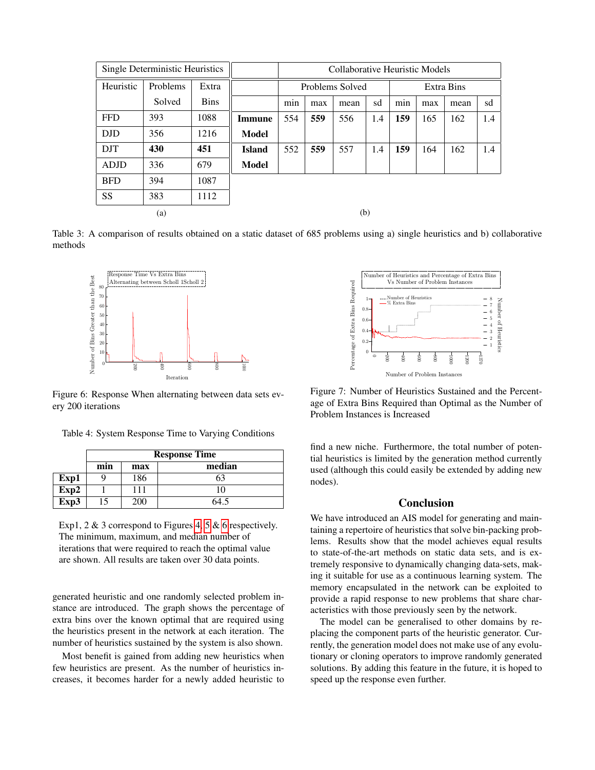| Single Deterministic Heuristics | | |
|---|---|---|
| Heuristic | Problems Solved | Extra Bins |
| FFD | 393 | 1088 |
| DJD | 356 | 1216 |
| DJT | **430** | **451** |
| ADJD | 336 | 679 |
| BFD | 394 | 1087 |
| SS | 383 | 1112 |

(a)

| | Collaborative Heuristic Models | | | | | | | |
|---|---|---|---|---|---|---|---|---|
| | Problems Solved | | | | Extra Bins | | | |
| | min | max | mean | sd | min | max | mean | sd |
| **Immune Model** | 554 | **559** | 556 | 1.4 | **159** | 165 | 162 | 1.4 |
| **Island Model** | 552 | **559** | 557 | 1.4 | **159** | 164 | 162 | 1.4 |

(b)

Table 3: A comparison of results obtained on a static dataset of 685 problems using a) single heuristics and b) collaborative methods

Figure 6: Response When alternating between data sets every 200 iterations

Table 4: System Response Time to Varying Conditions

| | Response Time | | |
|---|---|---|---|
| | **min** | **max** | **median** |
| **Exp1** | 9 | 186 | 63 |
| **Exp2** | 1 | 111 | 10 |
| **Exp3** | 15 | 200 | 64.5 |

Exp1, 2 & 3 correspond to Figures 4, 5 & 6 respectively. The minimum, maximum, and median number of iterations that were required to reach the optimal value are shown. All results are taken over 30 data points.

generated heuristic and one randomly selected problem instance are introduced. The graph shows the percentage of extra bins over the known optimal that are required using the heuristics present in the network at each iteration. The number of heuristics sustained by the system is also shown.

Most benefit is gained from adding new heuristics when few heuristics are present. As the number of heuristics increases, it becomes harder for a newly added heuristic to find a new niche. Furthermore, the total number of potential heuristics is limited by the generation method currently used (although this could easily be extended by adding new nodes).

Figure 7: Number of Heuristics Sustained and the Percentage of Extra Bins Required than Optimal as the Number of Problem Instances is Increased

## Conclusion

We have introduced an AIS model for generating and maintaining a repertoire of heuristics that solve bin-packing problems. Results show that the model achieves equal results to state-of-the-art methods on static data sets, and is extremely responsive to dynamically changing data-sets, making it suitable for use as a continuous learning system. The memory encapsulated in the network can be exploited to provide a rapid response to new problems that share characteristics with those previously seen by the network.

The model can be generalised to other domains by replacing the component parts of the heuristic generator. Currently, the generation model does not make use of any evolutionary or cloning operators to improve randomly generated solutions. By adding this feature in the future, it is hoped to speed up the response even further.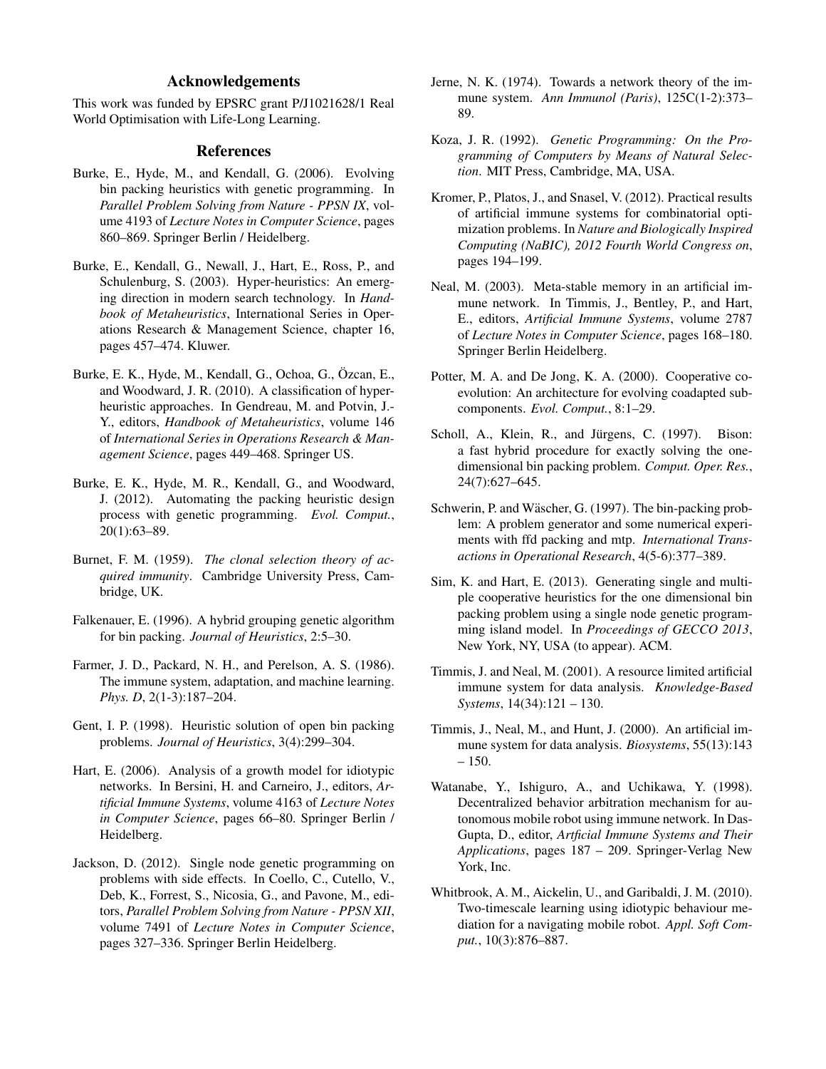## Acknowledgements

This work was funded by EPSRC grant P/J1021628/1 Real World Optimisation with Life-Long Learning.

## References

Burke, E., Hyde, M., and Kendall, G. (2006). Evolving bin packing heuristics with genetic programming. In *Parallel Problem Solving from Nature - PPSN IX*, volume 4193 of *Lecture Notes in Computer Science*, pages 860–869. Springer Berlin / Heidelberg.

Burke, E., Kendall, G., Newall, J., Hart, E., Ross, P., and Schulenburg, S. (2003). Hyper-heuristics: An emerging direction in modern search technology. In *Handbook of Metaheuristics*, International Series in Operations Research & Management Science, chapter 16, pages 457–474. Kluwer.

Burke, E. K., Hyde, M., Kendall, G., Ochoa, G., Özcan, E., and Woodward, J. R. (2010). A classification of hyper-heuristic approaches. In Gendreau, M. and Potvin, J.-Y., editors, *Handbook of Metaheuristics*, volume 146 of *International Series in Operations Research & Management Science*, pages 449–468. Springer US.

Burke, E. K., Hyde, M. R., Kendall, G., and Woodward, J. (2012). Automating the packing heuristic design process with genetic programming. *Evol. Comput.*, 20(1):63–89.

Burnet, F. M. (1959). *The clonal selection theory of acquired immunity*. Cambridge University Press, Cambridge, UK.

Falkenauer, E. (1996). A hybrid grouping genetic algorithm for bin packing. *Journal of Heuristics*, 2:5–30.

Farmer, J. D., Packard, N. H., and Perelson, A. S. (1986). The immune system, adaptation, and machine learning. *Phys. D*, 2(1-3):187–204.

Gent, I. P. (1998). Heuristic solution of open bin packing problems. *Journal of Heuristics*, 3(4):299–304.

Hart, E. (2006). Analysis of a growth model for idiotypic networks. In Bersini, H. and Carneiro, J., editors, *Artificial Immune Systems*, volume 4163 of *Lecture Notes in Computer Science*, pages 66–80. Springer Berlin / Heidelberg.

Jackson, D. (2012). Single node genetic programming on problems with side effects. In Coello, C., Cutello, V., Deb, K., Forrest, S., Nicosia, G., and Pavone, M., editors, *Parallel Problem Solving from Nature - PPSN XII*, volume 7491 of *Lecture Notes in Computer Science*, pages 327–336. Springer Berlin Heidelberg.

Jerne, N. K. (1974). Towards a network theory of the immune system. *Ann Immunol (Paris)*, 125C(1-2):373–89.

Koza, J. R. (1992). *Genetic Programming: On the Programming of Computers by Means of Natural Selection*. MIT Press, Cambridge, MA, USA.

Kromer, P., Platos, J., and Snasel, V. (2012). Practical results of artificial immune systems for combinatorial optimization problems. In *Nature and Biologically Inspired Computing (NaBIC), 2012 Fourth World Congress on*, pages 194–199.

Neal, M. (2003). Meta-stable memory in an artificial immune network. In Timmis, J., Bentley, P., and Hart, E., editors, *Artificial Immune Systems*, volume 2787 of *Lecture Notes in Computer Science*, pages 168–180. Springer Berlin Heidelberg.

Potter, M. A. and De Jong, K. A. (2000). Cooperative coevolution: An architecture for evolving coadapted subcomponents. *Evol. Comput.*, 8:1–29.

Scholl, A., Klein, R., and Jürgens, C. (1997). Bison: a fast hybrid procedure for exactly solving the one-dimensional bin packing problem. *Comput. Oper. Res.*, 24(7):627–645.

Schwerin, P. and Wäscher, G. (1997). The bin-packing problem: A problem generator and some numerical experiments with ffd packing and mtp. *International Transactions in Operational Research*, 4(5-6):377–389.

Sim, K. and Hart, E. (2013). Generating single and multiple cooperative heuristics for the one dimensional bin packing problem using a single node genetic programming island model. In *Proceedings of GECCO 2013*, New York, NY, USA (to appear). ACM.

Timmis, J. and Neal, M. (2001). A resource limited artificial immune system for data analysis. *Knowledge-Based Systems*, 14(34):121 – 130.

Timmis, J., Neal, M., and Hunt, J. (2000). An artificial immune system for data analysis. *Biosystems*, 55(13):143 – 150.

Watanabe, Y., Ishiguro, A., and Uchikawa, Y. (1998). Decentralized behavior arbitration mechanism for autonomous mobile robot using immune network. In DasGupta, D., editor, *Artficial Immune Systems and Their Applications*, pages 187 – 209. Springer-Verlag New York, Inc.

Whitbrook, A. M., Aickelin, U., and Garibaldi, J. M. (2010). Two-timescale learning using idiotypic behaviour mediation for a navigating mobile robot. *Appl. Soft Comput.*, 10(3):876–887.